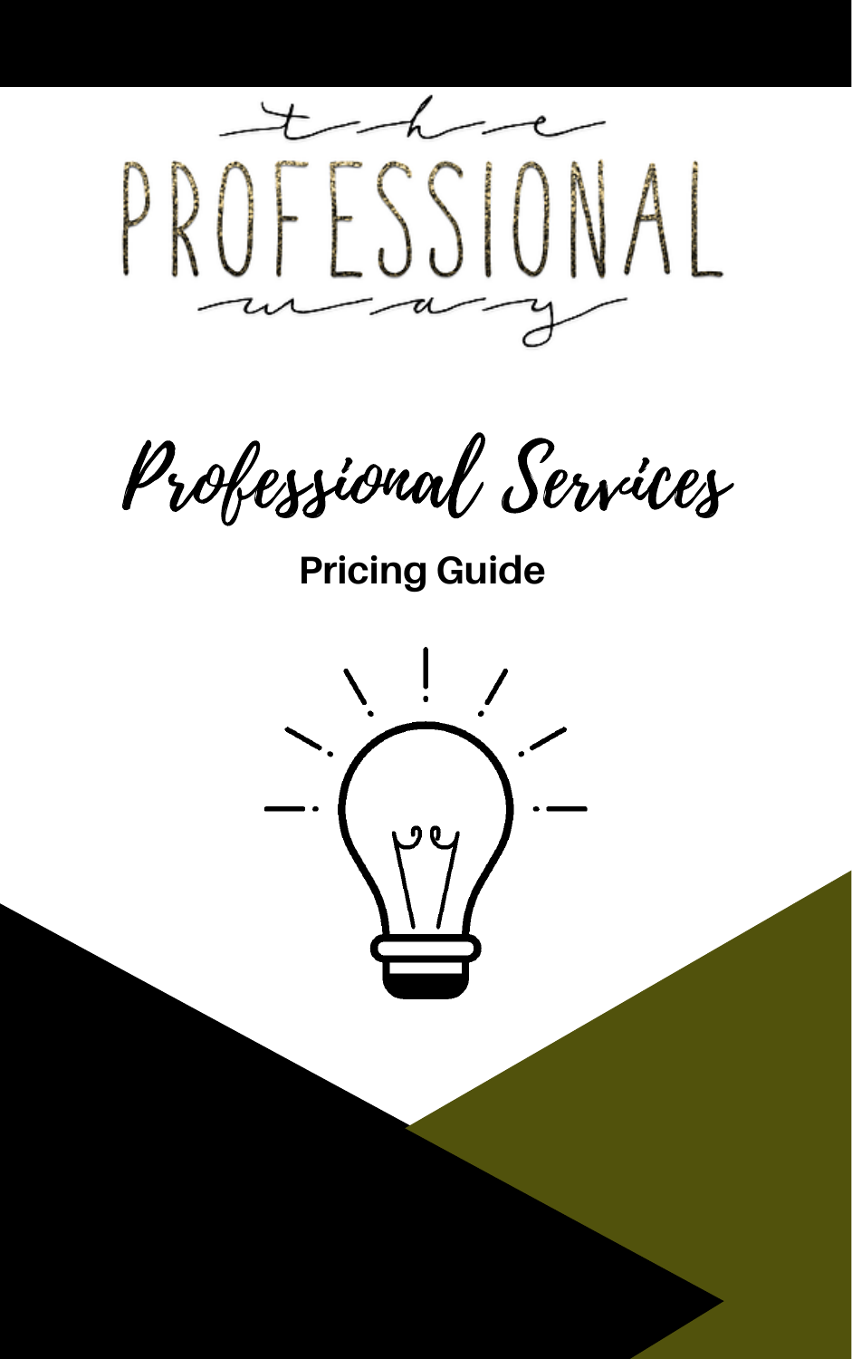# the PROFESSIONAL way

## Professional Services

**Pricing Guide**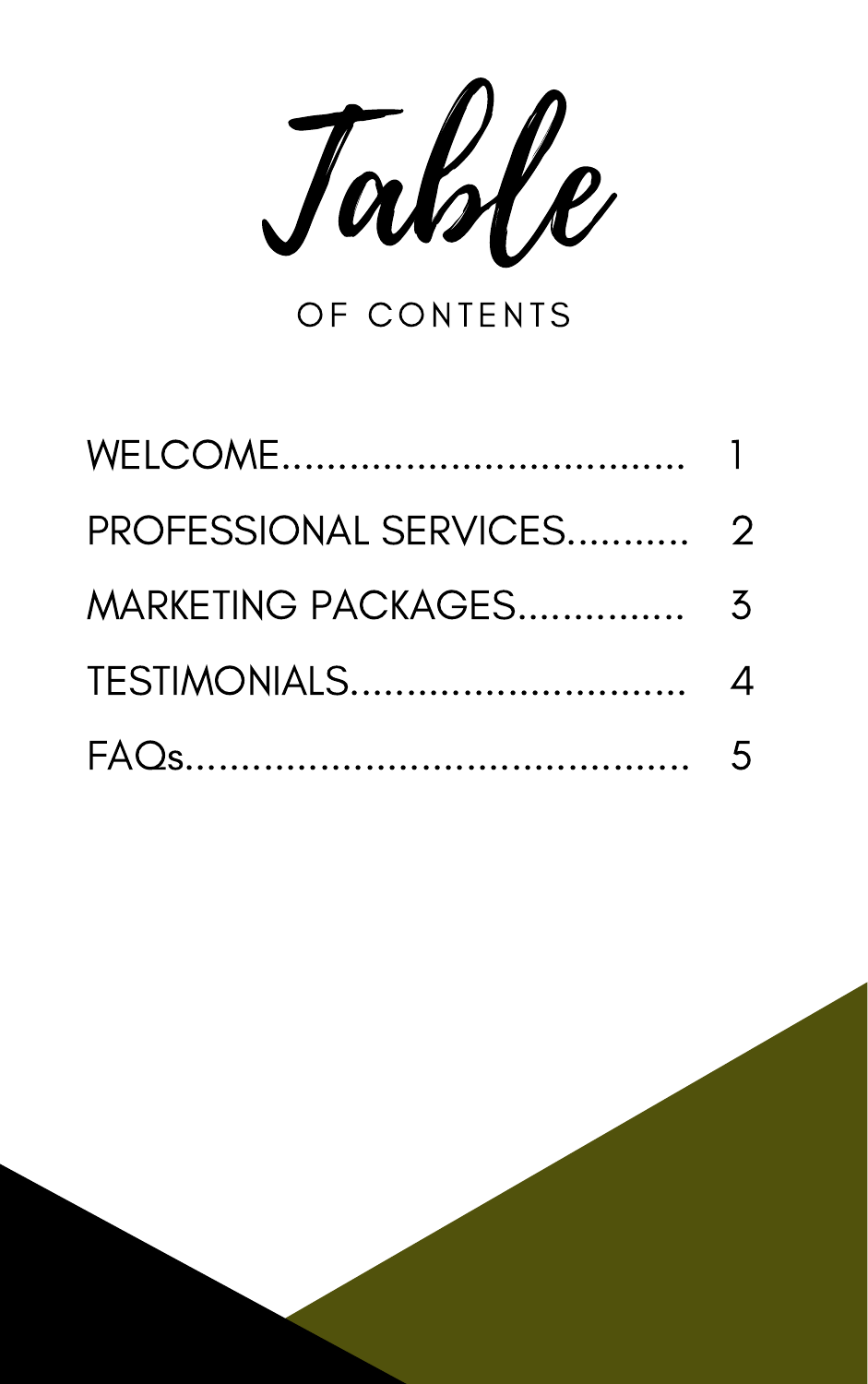# Table

## OF CONTENTS

WELCOME.................................... 1

PROFESSIONAL SERVICES........... 2

MARKETING PACKAGES............... 3

TESTIMONIALS.............................. 4

FAQs............................................ 5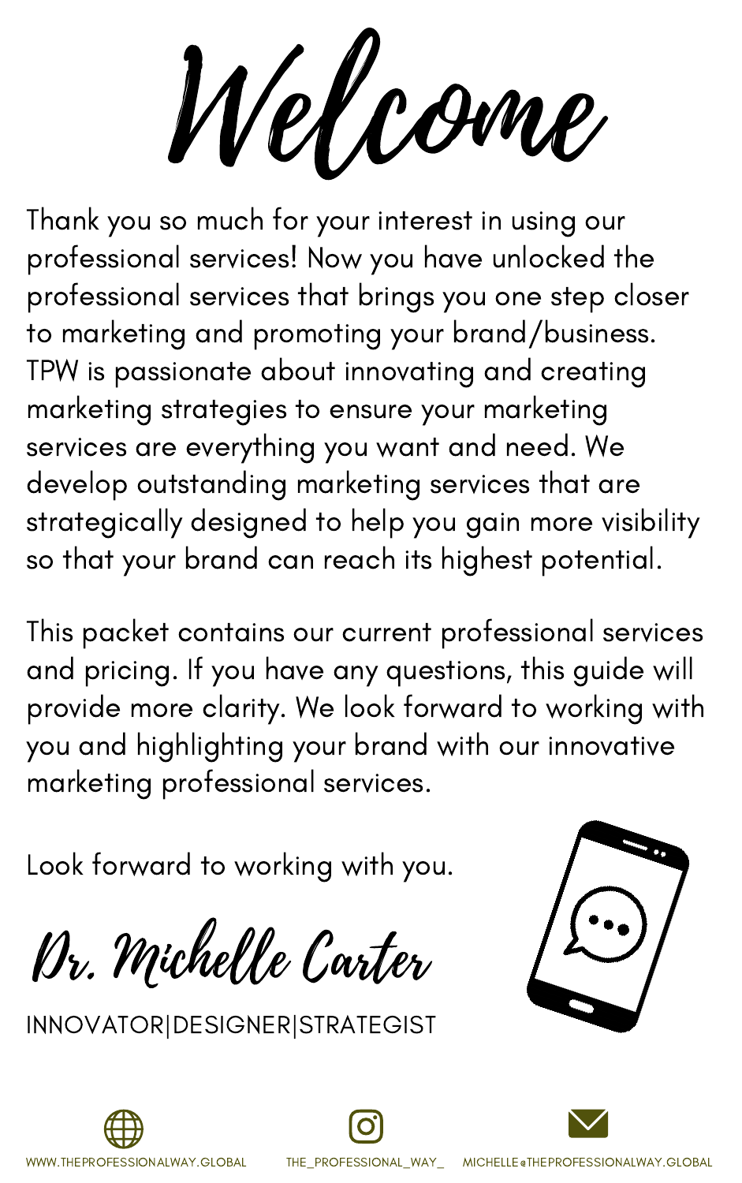# Welcome

Thank you so much for your interest in using our professional services! Now you have unlocked the professional services that brings you one step closer to marketing and promoting your brand/business. TPW is passionate about innovating and creating marketing strategies to ensure your marketing services are everything you want and need. We develop outstanding marketing services that are strategically designed to help you gain more visibility so that your brand can reach its highest potential.

This packet contains our current professional services and pricing. If you have any questions, this guide will provide more clarity. We look forward to working with you and highlighting your brand with our innovative marketing professional services.

Look forward to working with you.

*Dr. Michelle Carter*

INNOVATOR|DESIGNER|STRATEGIST

WWW.THEPROFESSIONALWAY.GLOBAL

THE_PROFESSIONAL_WAY_

MICHELLE@THEPROFESSIONALWAY.GLOBAL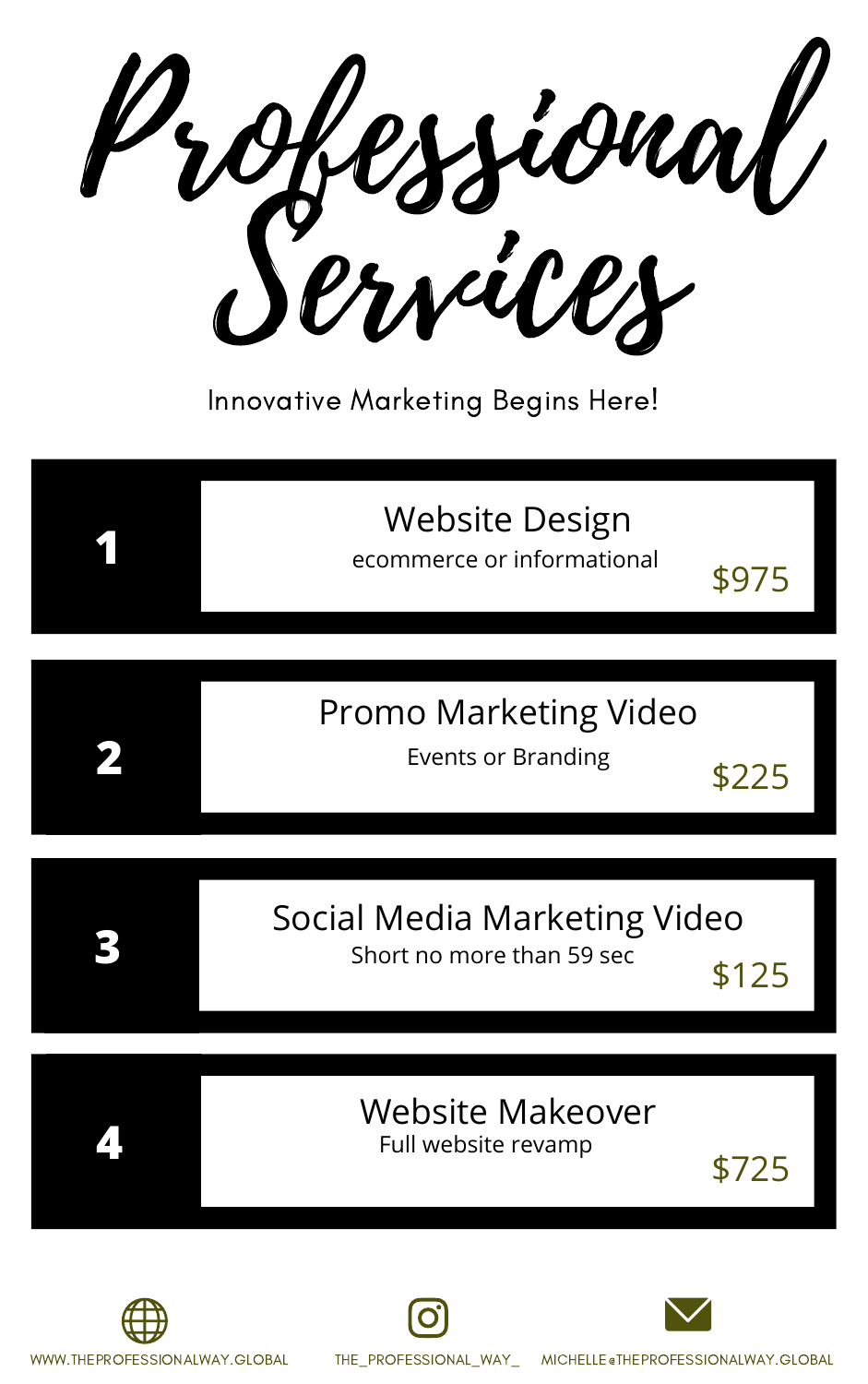# Professional Services

Innovative Marketing Begins Here!

| # | Service | Price |
|---|---|---|
| 1 | Website Design<br>ecommerce or informational | $975 |
| 2 | Promo Marketing Video<br>Events or Branding | $225 |
| 3 | Social Media Marketing Video<br>Short no more than 59 sec | $125 |
| 4 | Website Makeover<br>Full website revamp | $725 |

WWW.THEPROFESSIONALWAY.GLOBAL

THE_PROFESSIONAL_WAY_

MICHELLE@THEPROFESSIONALWAY.GLOBAL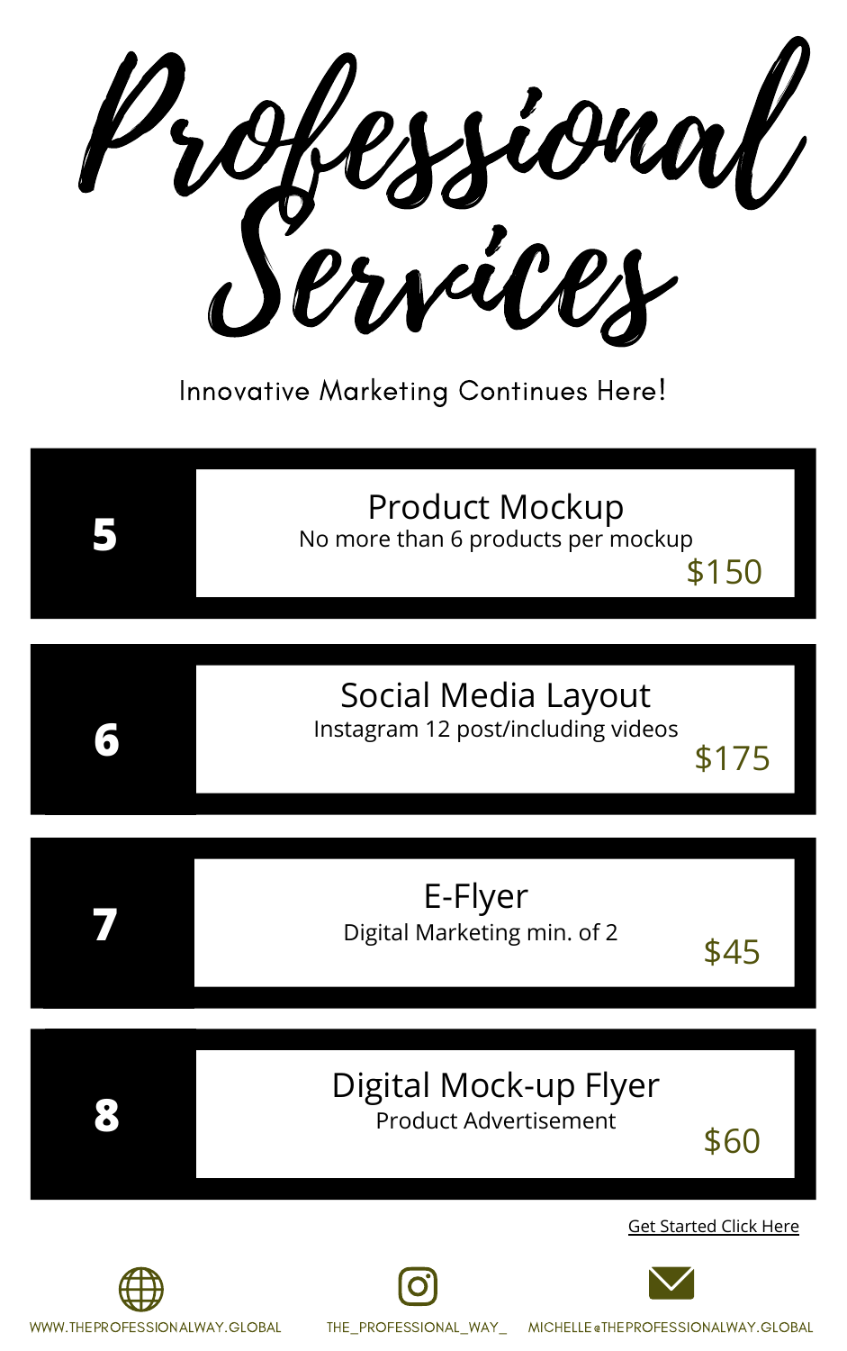# Professional Services

Innovative Marketing Continues Here!

| # | Service | Price |
|---|---|---|
| **5** | **Product Mockup**<br>No more than 6 products per mockup | $150 |
| **6** | **Social Media Layout**<br>Instagram 12 post/including videos | $175 |
| **7** | **E-Flyer**<br>Digital Marketing min. of 2 | $45 |
| **8** | **Digital Mock-up Flyer**<br>Product Advertisement | $60 |

Get Started Click Here

WWW.THEPROFESSIONALWAY.GLOBAL

THE_PROFESSIONAL_WAY_

MICHELLE@THEPROFESSIONALWAY.GLOBAL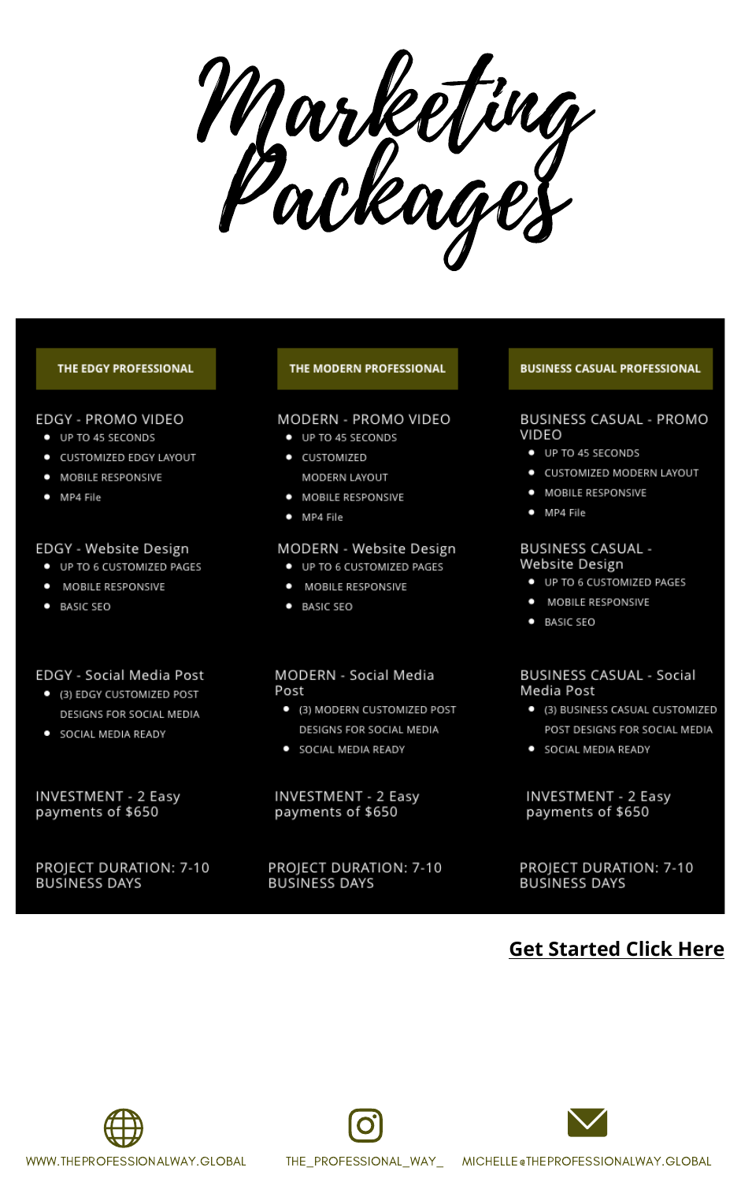# Marketing Packages

## THE EDGY PROFESSIONAL

**EDGY - PROMO VIDEO**

- UP TO 45 SECONDS
- CUSTOMIZED EDGY LAYOUT
- MOBILE RESPONSIVE
- MP4 File

**EDGY - Website Design**

- UP TO 6 CUSTOMIZED PAGES
- MOBILE RESPONSIVE
- BASIC SEO

**EDGY - Social Media Post**

- (3) EDGY CUSTOMIZED POST DESIGNS FOR SOCIAL MEDIA
- SOCIAL MEDIA READY

INVESTMENT - 2 Easy payments of $650

PROJECT DURATION: 7-10 BUSINESS DAYS

## THE MODERN PROFESSIONAL

**MODERN - PROMO VIDEO**

- UP TO 45 SECONDS
- CUSTOMIZED MODERN LAYOUT
- MOBILE RESPONSIVE
- MP4 File

**MODERN - Website Design**

- UP TO 6 CUSTOMIZED PAGES
- MOBILE RESPONSIVE
- BASIC SEO

**MODERN - Social Media Post**

- (3) MODERN CUSTOMIZED POST DESIGNS FOR SOCIAL MEDIA
- SOCIAL MEDIA READY

INVESTMENT - 2 Easy payments of $650

PROJECT DURATION: 7-10 BUSINESS DAYS

## BUSINESS CASUAL PROFESSIONAL

**BUSINESS CASUAL - PROMO VIDEO**

- UP TO 45 SECONDS
- CUSTOMIZED MODERN LAYOUT
- MOBILE RESPONSIVE
- MP4 File

**BUSINESS CASUAL - Website Design**

- UP TO 6 CUSTOMIZED PAGES
- MOBILE RESPONSIVE
- BASIC SEO

**BUSINESS CASUAL - Social Media Post**

- (3) BUSINESS CASUAL CUSTOMIZED POST DESIGNS FOR SOCIAL MEDIA
- SOCIAL MEDIA READY

INVESTMENT - 2 Easy payments of $650

PROJECT DURATION: 7-10 BUSINESS DAYS

**Get Started Click Here**

WWW.THEPROFESSIONALWAY.GLOBAL

THE_PROFESSIONAL_WAY_

MICHELLE@THEPROFESSIONALWAY.GLOBAL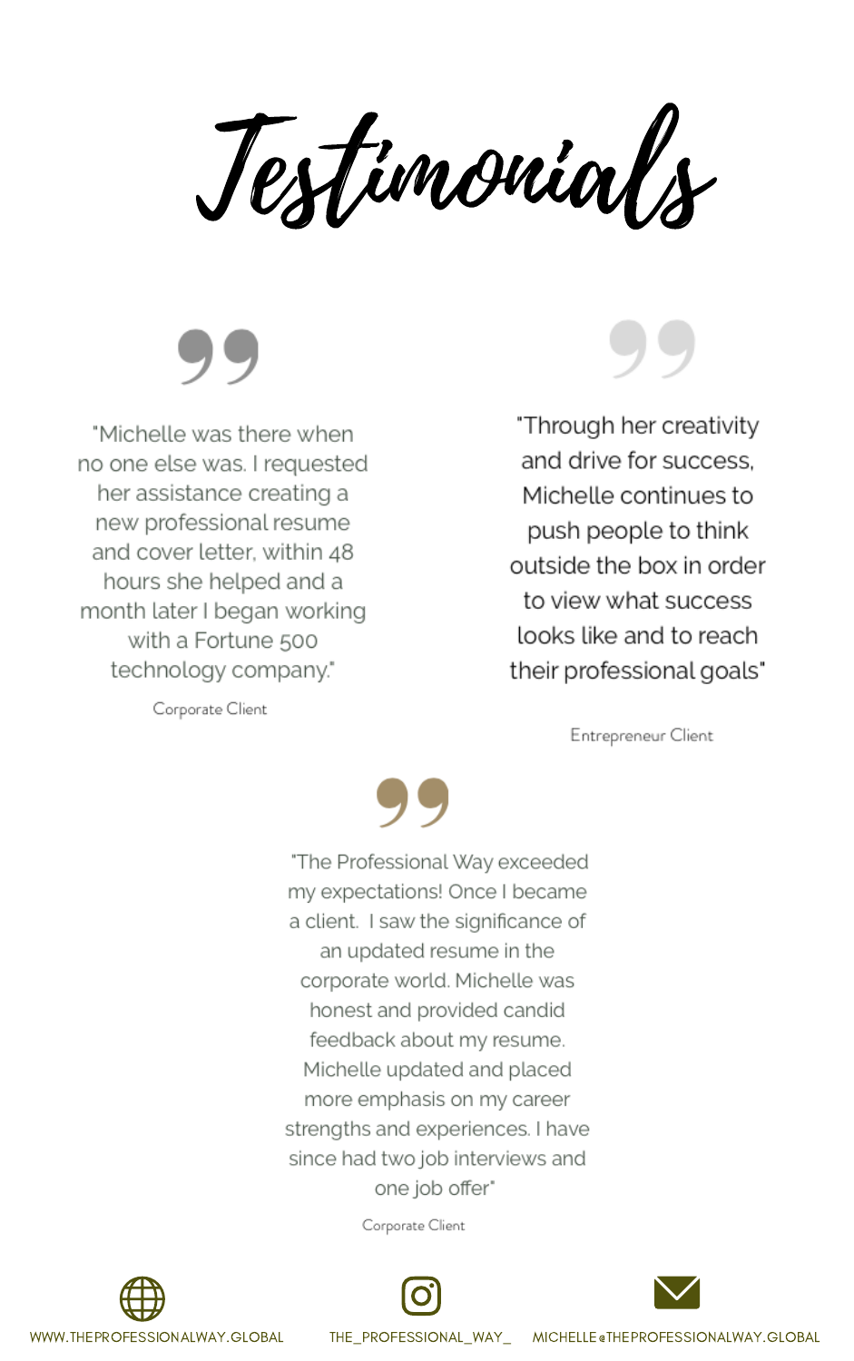# Testimonials

"Michelle was there when no one else was. I requested her assistance creating a new professional resume and cover letter, within 48 hours she helped and a month later I began working with a Fortune 500 technology company."

Corporate Client

"Through her creativity and drive for success, Michelle continues to push people to think outside the box in order to view what success looks like and to reach their professional goals"

Entrepreneur Client

"The Professional Way exceeded my expectations! Once I became a client. I saw the significance of an updated resume in the corporate world. Michelle was honest and provided candid feedback about my resume. Michelle updated and placed more emphasis on my career strengths and experiences. I have since had two job interviews and one job offer"

Corporate Client

WWW.THEPROFESSIONALWAY.GLOBAL THE_PROFESSIONAL_WAY_ MICHELLE@THEPROFESSIONALWAY.GLOBAL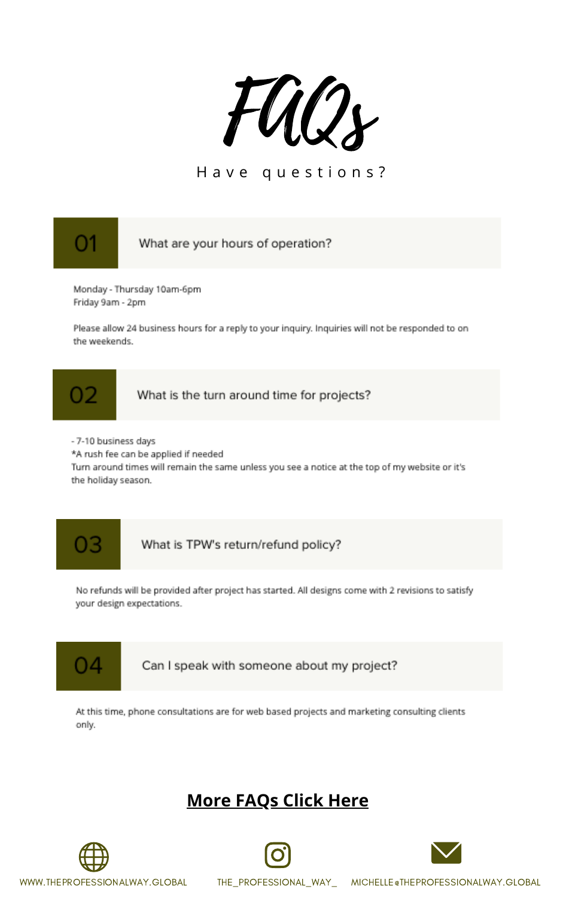# FAQs

Have questions?

## 01 What are your hours of operation?

Monday - Thursday 10am-6pm
Friday 9am - 2pm

Please allow 24 business hours for a reply to your inquiry. Inquiries will not be responded to on the weekends.

## 02 What is the turn around time for projects?

- 7-10 business days
*A rush fee can be applied if needed
Turn around times will remain the same unless you see a notice at the top of my website or it's the holiday season.

## 03 What is TPW's return/refund policy?

No refunds will be provided after project has started. All designs come with 2 revisions to satisfy your design expectations.

## 04 Can I speak with someone about my project?

At this time, phone consultations are for web based projects and marketing consulting clients only.

**More FAQs Click Here**

WWW.THEPROFESSIONALWAY.GLOBAL THE_PROFESSIONAL_WAY_ MICHELLE@THEPROFESSIONALWAY.GLOBAL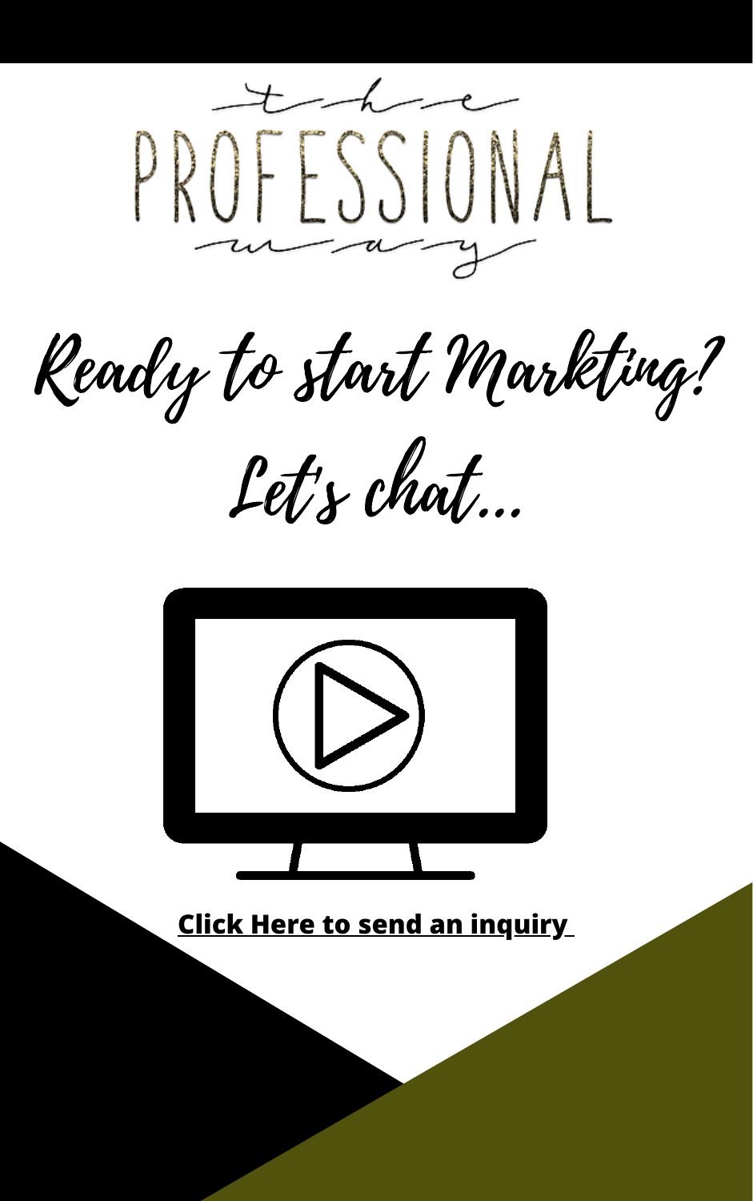# the PROFESSIONAL way

## Ready to start Markting?

## Let's chat...

**Click Here to send an inquiry**